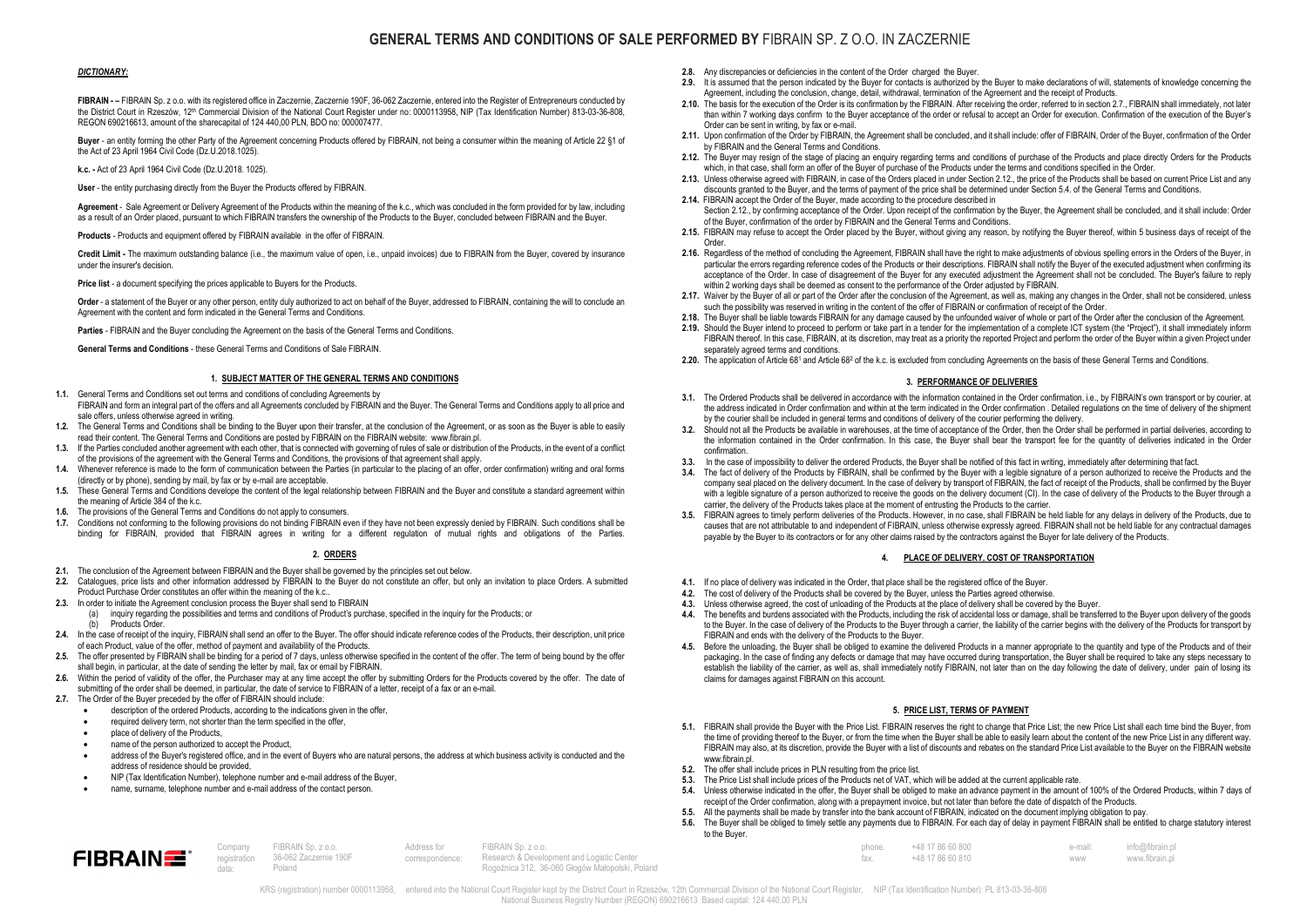# GENERAL TERMS AND CONDITIONS OF SALE PERFORMED BY FIBRAIN SP. Z O.O. IN ZACZERNIE

***DICTIONARY:***

**FIBRAIN -** – FIBRAIN Sp. z o.o. with its registered office in Zaczernie, Zaczernie 190F, 36-062 Zaczernie, entered into the Register of Entrepreneurs conducted by the District Court in Rzeszów, 12th Commercial Division of the National Court Register under no: 0000113958, NIP (Tax Identification Number) 813-03-36-808, REGON 690216613, amount of the sharecapital of 124 440,00 PLN, BDO no: 000007477.

**Buyer** - an entity forming the other Party of the Agreement concerning Products offered by FIBRAIN, not being a consumer within the meaning of Article 22 §1 of the Act of 23 April 1964 Civil Code (Dz.U.2018.1025).

**k.c. -** Act of 23 April 1964 Civil Code (Dz.U.2018. 1025).

**User** - the entity purchasing directly from the Buyer the Products offered by FIBRAIN.

**Agreement** - Sale Agreement or Delivery Agreement of the Products within the meaning of the k.c., which was concluded in the form provided for by law, including as a result of an Order placed, pursuant to which FIBRAIN transfers the ownership of the Products to the Buyer, concluded between FIBRAIN and the Buyer.

**Products** - Products and equipment offered by FIBRAIN available in the offer of FIBRAIN.

**Credit Limit -** The maximum outstanding balance (i.e., the maximum value of open, i.e., unpaid invoices) due to FIBRAIN from the Buyer, covered by insurance under the insurer's decision.

**Price list** - a document specifying the prices applicable to Buyers for the Products.

**Order** - a statement of the Buyer or any other person, entity duly authorized to act on behalf of the Buyer, addressed to FIBRAIN, containing the will to conclude an Agreement with the content and form indicated in the General Terms and Conditions.

**Parties** - FIBRAIN and the Buyer concluding the Agreement on the basis of the General Terms and Conditions.

**General Terms and Conditions** - these General Terms and Conditions of Sale FIBRAIN.

## 1. SUBJECT MATTER OF THE GENERAL TERMS AND CONDITIONS

**1.1.** General Terms and Conditions set out terms and conditions of concluding Agreements by FIBRAIN and form an integral part of the offers and all Agreements concluded by FIBRAIN and the Buyer. The General Terms and Conditions apply to all price and sale offers, unless otherwise agreed in writing.

**1.2.** The General Terms and Conditions shall be binding to the Buyer upon their transfer, at the conclusion of the Agreement, or as soon as the Buyer is able to easily read their content. The General Terms and Conditions are posted by FIBRAIN on the FIBRAIN website: www.fibrain.pl.

**1.3.** If the Parties concluded another agreement with each other, that is connected with governing of rules of sale or distribution of the Products, in the event of a conflict of the provisions of the agreement with the General Terms and Conditions, the provisions of that agreement shall apply.

**1.4.** Whenever reference is made to the form of communication between the Parties (in particular to the placing of an offer, order confirmation) writing and oral forms (directly or by phone), sending by mail, by fax or by e-mail are acceptable.

**1.5.** These General Terms and Conditions develop the content of the legal relationship between FIBRAIN and the Buyer and constitute a standard agreement within the meaning of Article 384 of the k.c.

**1.6.** The provisions of the General Terms and Conditions do not apply to consumers.

**1.7.** Conditions not conforming to the following provisions do not binding FIBRAIN even if they have not been expressly denied by FIBRAIN. Such conditions shall be binding for FIBRAIN, provided that FIBRAIN agrees in writing for a different regulation of mutual rights and obligations of the Parties.

## 2. ORDERS

**2.1.** The conclusion of the Agreement between FIBRAIN and the Buyer shall be governed by the principles set out below.

**2.2.** Catalogues, price lists and other information addressed by FIBRAIN to the Buyer do not constitute an offer, but only an invitation to place Orders. A submitted Product Purchase Order constitutes an offer within the meaning of the k.c..

**2.3.** In order to initiate the Agreement conclusion process the Buyer shall send to FIBRAIN

(a) inquiry regarding the possibilities and terms and conditions of Product's purchase, specified in the inquiry for the Products; or

(b) Products Order.

**2.4.** In the case of receipt of the inquiry, FIBRAIN shall send an offer to the Buyer. The offer should indicate reference codes of the Products, their description, unit price of each Product, value of the offer, method of payment and availability of the Products.

**2.5.** The offer presented by FIBRAIN shall be binding for a period of 7 days, unless otherwise specified in the content of the offer. The term of being bound by the offer shall begin, in particular, at the date of sending the letter by mail, fax or email by FIBRAIN.

**2.6.** Within the period of validity of the offer, the Purchaser may at any time accept the offer by submitting Orders for the Products covered by the offer. The date of submitting of the order shall be deemed, in particular, the date of service to FIBRAIN of a letter, receipt of a fax or an e-mail.

**2.7.** The Order of the Buyer preceded by the offer of FIBRAIN should include:

- description of the ordered Products, according to the indications given in the offer,
- required delivery term, not shorter than the term specified in the offer,
- place of delivery of the Products,
- name of the person authorized to accept the Product,
- address of the Buyer's registered office, and in the event of Buyers who are natural persons, the address at which business activity is conducted and the address of residence should be provided,
- NIP (Tax Identification Number), telephone number and e-mail address of the Buyer,
- name, surname, telephone number and e-mail address of the contact person.

**2.8.** Any discrepancies or deficiencies in the content of the Order charged the Buyer.

**2.9.** It is assumed that the person indicated by the Buyer for contacts is authorized by the Buyer to make declarations of will, statements of knowledge concerning the Agreement, including the conclusion, change, detail, withdrawal, termination of the Agreement and the receipt of Products.

**2.10.** The basis for the execution of the Order is its confirmation by the FIBRAIN. After receiving the order, referred to in section 2.7., FIBRAIN shall immediately, not later than within 7 working days confirm to the Buyer acceptance of the order or refusal to accept an Order for execution. Confirmation of the execution of the Buyer's Order can be sent in writing, by fax or e-mail.

**2.11.** Upon confirmation of the Order by FIBRAIN, the Agreement shall be concluded, and it shall include: offer of FIBRAIN, Order of the Buyer, confirmation of the Order by FIBRAIN and the General Terms and Conditions.

**2.12.** The Buyer may resign of the stage of placing an enquiry regarding terms and conditions of purchase of the Products and place directly Orders for the Products which, in that case, shall form an offer of the Buyer of purchase of the Products under the terms and conditions specified in the Order.

**2.13.** Unless otherwise agreed with FIBRAIN, in case of the Orders placed in under Section 2.12., the price of the Products shall be based on current Price List and any discounts granted to the Buyer, and the terms of payment of the price shall be determined under Section 5.4. of the General Terms and Conditions.

**2.14.** FIBRAIN accept the Order of the Buyer, made according to the procedure described in Section 2.12., by confirming acceptance of the Order. Upon receipt of the confirmation by the Buyer, the Agreement shall be concluded, and it shall include: Order of the Buyer, confirmation of the order by FIBRAIN and the General Terms and Conditions.

**2.15.** FIBRAIN may refuse to accept the Order placed by the Buyer, without giving any reason, by notifying the Buyer thereof, within 5 business days of receipt of the Order.

**2.16.** Regardless of the method of concluding the Agreement, FIBRAIN shall have the right to make adjustments of obvious spelling errors in the Orders of the Buyer, in particular the errors regarding reference codes of the Products or their descriptions. FIBRAIN shall notify the Buyer of the executed adjustment when confirming its acceptance of the Order. In case of disagreement of the Buyer for any executed adjustment the Agreement shall not be concluded. The Buyer's failure to reply within 2 working days shall be deemed as consent to the performance of the Order adjusted by FIBRAIN.

**2.17.** Waiver by the Buyer of all or part of the Order after the conclusion of the Agreement, as well as, making any changes in the Order, shall not be considered, unless such the possibility was reserved in writing in the content of the offer of FIBRAIN or confirmation of receipt of the Order.

**2.18.** The Buyer shall be liable towards FIBRAIN for any damage caused by the unfounded waiver of whole or part of the Order after the conclusion of the Agreement.

**2.19.** Should the Buyer intend to proceed to perform or take part in a tender for the implementation of a complete ICT system (the "Project"), it shall immediately inform FIBRAIN thereof. In this case, FIBRAIN, at its discretion, may treat as a priority the reported Project and perform the order of the Buyer within a given Project under separately agreed terms and conditions.

**2.20.** The application of Article 68[1] and Article 68[2] of the k.c. is excluded from concluding Agreements on the basis of these General Terms and Conditions.

## 3. PERFORMANCE OF DELIVERIES

**3.1.** The Ordered Products shall be delivered in accordance with the information contained in the Order confirmation, i.e., by FIBRAIN's own transport or by courier, at the address indicated in Order confirmation and within at the term indicated in the Order confirmation . Detailed regulations on the time of delivery of the shipment by the courier shall be included in general terms and conditions of delivery of the courier performing the delivery.

**3.2.** Should not all the Products be available in warehouses, at the time of acceptance of the Order, then the Order shall be performed in partial deliveries, according to the information contained in the Order confirmation. In this case, the Buyer shall bear the transport fee for the quantity of deliveries indicated in the Order confirmation.

**3.3.** In the case of impossibility to deliver the ordered Products, the Buyer shall be notified of this fact in writing, immediately after determining that fact.

**3.4.** The fact of delivery of the Products by FIBRAIN, shall be confirmed by the Buyer with a legible signature of a person authorized to receive the Products and the company seal placed on the delivery document. In the case of delivery by transport of FIBRAIN, the fact of receipt of the Products, shall be confirmed by the Buyer with a legible signature of a person authorized to receive the goods on the delivery document (CI). In the case of delivery of the Products to the Buyer through a carrier, the delivery of the Products takes place at the moment of entrusting the Products to the carrier.

**3.5.** FIBRAIN agrees to timely perform deliveries of the Products. However, in no case, shall FIBRAIN be held liable for any delays in delivery of the Products, due to causes that are not attributable to and independent of FIBRAIN, unless otherwise expressly agreed. FIBRAIN shall not be held liable for any contractual damages payable by the Buyer to its contractors or for any other claims raised by the contractors against the Buyer for late delivery of the Products.

## 4. PLACE OF DELIVERY, COST OF TRANSPORTATION

**4.1.** If no place of delivery was indicated in the Order, that place shall be the registered office of the Buyer.

**4.2.** The cost of delivery of the Products shall be covered by the Buyer, unless the Parties agreed otherwise.

**4.3.** Unless otherwise agreed, the cost of unloading of the Products at the place of delivery shall be covered by the Buyer.

**4.4.** The benefits and burdens associated with the Products, including the risk of accidental loss or damage, shall be transferred to the Buyer upon delivery of the goods to the Buyer. In the case of delivery of the Products to the Buyer through a carrier, the liability of the carrier begins with the delivery of the Products for transport by FIBRAIN and ends with the delivery of the Products to the Buyer.

**4.5.** Before the unloading, the Buyer shall be obliged to examine the delivered Products in a manner appropriate to the quantity and type of the Products and of their packaging. In the case of finding any defects or damage that may have occurred during transportation, the Buyer shall be required to take any steps necessary to establish the liability of the carrier, as well as, shall immediately notify FIBRAIN, not later than on the day following the date of delivery, under pain of losing its claims for damages against FIBRAIN on this account.

## 5. PRICE LIST, TERMS OF PAYMENT

**5.1.** FIBRAIN shall provide the Buyer with the Price List. FIBRAIN reserves the right to change that Price List; the new Price List shall each time bind the Buyer, from the time of providing thereof to the Buyer, or from the time when the Buyer shall be able to easily learn about the content of the new Price List in any different way. FIBRAIN may also, at its discretion, provide the Buyer with a list of discounts and rebates on the standard Price List available to the Buyer on the FIBRAIN website www.fibrain.pl.

**5.2.** The offer shall include prices in PLN resulting from the price list.

**5.3.** The Price List shall include prices of the Products net of VAT, which will be added at the current applicable rate.

**5.4.** Unless otherwise indicated in the offer, the Buyer shall be obliged to make an advance payment in the amount of 100% of the Ordered Products, within 7 days of receipt of the Order confirmation, along with a prepayment invoice, but not later than before the date of dispatch of the Products.

**5.5.** All the payments shall be made by transfer into the bank account of FIBRAIN, indicated on the document implying obligation to pay.

**5.6.** The Buyer shall be obliged to timely settle any payments due to FIBRAIN. For each day of delay in payment FIBRAIN shall be entitled to charge statutory interest to the Buyer.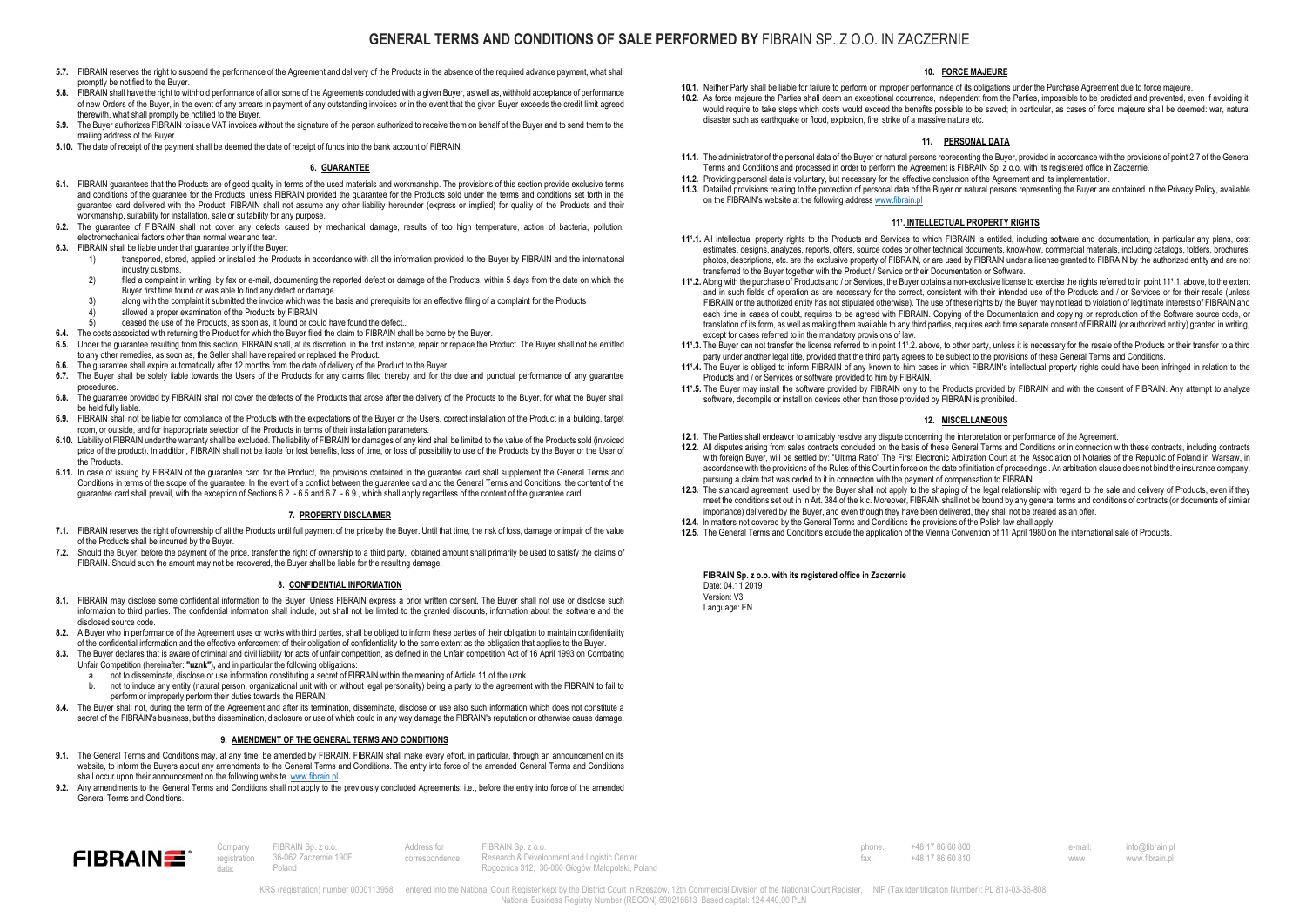# GENERAL TERMS AND CONDITIONS OF SALE PERFORMED BY FIBRAIN SP. Z O.O. IN ZACZERNIE

**5.7.** FIBRAIN reserves the right to suspend the performance of the Agreement and delivery of the Products in the absence of the required advance payment, what shall promptly be notified to the Buyer.

**5.8.** FIBRAIN shall have the right to withhold performance of all or some of the Agreements concluded with a given Buyer, as well as, withhold acceptance of performance of new Orders of the Buyer, in the event of any arrears in payment of any outstanding invoices or in the event that the given Buyer exceeds the credit limit agreed therewith, what shall promptly be notified to the Buyer.

**5.9.** The Buyer authorizes FIBRAIN to issue VAT invoices without the signature of the person authorized to receive them on behalf of the Buyer and to send them to the mailing address of the Buyer.

**5.10.** The date of receipt of the payment shall be deemed the date of receipt of funds into the bank account of FIBRAIN.

## 6. GUARANTEE

**6.1.** FIBRAIN guarantees that the Products are of good quality in terms of the used materials and workmanship. The provisions of this section provide exclusive terms and conditions of the guarantee for the Products, unless FIBRAIN provided the guarantee for the Products sold under the terms and conditions set forth in the guarantee card delivered with the Product. FIBRAIN shall not assume any other liability hereunder (express or implied) for quality of the Products and their workmanship, suitability for installation, sale or suitability for any purpose.

**6.2.** The guarantee of FIBRAIN shall not cover any defects caused by mechanical damage, results of too high temperature, action of bacteria, pollution, electromechanical factors other than normal wear and tear.

**6.3.** FIBRAIN shall be liable under that guarantee only if the Buyer:

1) transported, stored, applied or installed the Products in accordance with all the information provided to the Buyer by FIBRAIN and the international industry customs,
2) filed a complaint in writing, by fax or e-mail, documenting the reported defect or damage of the Products, within 5 days from the date on which the Buyer first time found or was able to find any defect or damage
3) along with the complaint it submitted the invoice which was the basis and prerequisite for an effective filing of a complaint for the Products
4) allowed a proper examination of the Products by FIBRAIN
5) ceased the use of the Products, as soon as, it found or could have found the defect..

**6.4.** The costs associated with returning the Product for which the Buyer filed the claim to FIBRAIN shall be borne by the Buyer.

**6.5.** Under the guarantee resulting from this section, FIBRAIN shall, at its discretion, in the first instance, repair or replace the Product. The Buyer shall not be entitled to any other remedies, as soon as, the Seller shall have repaired or replaced the Product.

**6.6.** The guarantee shall expire automatically after 12 months from the date of delivery of the Product to the Buyer.

**6.7.** The Buyer shall be solely liable towards the Users of the Products for any claims filed thereby and for the due and punctual performance of any guarantee procedures.

**6.8.** The guarantee provided by FIBRAIN shall not cover the defects of the Products that arose after the delivery of the Products to the Buyer, for what the Buyer shall be held fully liable.

**6.9.** FIBRAIN shall not be liable for compliance of the Products with the expectations of the Buyer or the Users, correct installation of the Product in a building, target room, or outside, and for inappropriate selection of the Products in terms of their installation parameters.

**6.10.** Liability of FIBRAIN under the warranty shall be excluded. The liability of FIBRAIN for damages of any kind shall be limited to the value of the Products sold (invoiced price of the product). In addition, FIBRAIN shall not be liable for lost benefits, loss of time, or loss of possibility to use of the Products by the Buyer or the User of the Products.

**6.11.** In case of issuing by FIBRAIN of the guarantee card for the Product, the provisions contained in the guarantee card shall supplement the General Terms and Conditions in terms of the scope of the guarantee. In the event of a conflict between the guarantee card and the General Terms and Conditions, the content of the guarantee card shall prevail, with the exception of Sections 6.2. - 6.5 and 6.7. - 6.9., which shall apply regardless of the content of the guarantee card.

## 7. PROPERTY DISCLAIMER

**7.1.** FIBRAIN reserves the right of ownership of all the Products until full payment of the price by the Buyer. Until that time, the risk of loss, damage or impair of the value of the Products shall be incurred by the Buyer.

**7.2.** Should the Buyer, before the payment of the price, transfer the right of ownership to a third party, obtained amount shall primarily be used to satisfy the claims of FIBRAIN. Should such the amount may not be recovered, the Buyer shall be liable for the resulting damage.

## 8. CONFIDENTIAL INFORMATION

**8.1.** FIBRAIN may disclose some confidential information to the Buyer. Unless FIBRAIN express a prior written consent, The Buyer shall not use or disclose such information to third parties. The confidential information shall include, but shall not be limited to the granted discounts, information about the software and the disclosed source code.

**8.2.** A Buyer who in performance of the Agreement uses or works with third parties, shall be obliged to inform these parties of their obligation to maintain confidentiality of the confidential information and the effective enforcement of their obligation of confidentiality to the same extent as the obligation that applies to the Buyer.

**8.3.** The Buyer declares that is aware of criminal and civil liability for acts of unfair competition, as defined in the Unfair competition Act of 16 April 1993 on Combating Unfair Competition (hereinafter: **"uznk")**, and in particular the following obligations:

a. not to disseminate, disclose or use information constituting a secret of FIBRAIN within the meaning of Article 11 of the uznk
b. not to induce any entity (natural person, organizational unit with or without legal personality) being a party to the agreement with the FIBRAIN to fail to perform or improperly perform their duties towards the FIBRAIN.

**8.4.** The Buyer shall not, during the term of the Agreement and after its termination, disseminate, disclose or use also such information which does not constitute a secret of the FIBRAIN's business, but the dissemination, disclosure or use of which could in any way damage the FIBRAIN's reputation or otherwise cause damage.

## 9. AMENDMENT OF THE GENERAL TERMS AND CONDITIONS

**9.1.** The General Terms and Conditions may, at any time, be amended by FIBRAIN. FIBRAIN shall make every effort, in particular, through an announcement on its website, to inform the Buyers about any amendments to the General Terms and Conditions. The entry into force of the amended General Terms and Conditions shall occur upon their announcement on the following website www.fibrain.pl

**9.2.** Any amendments to the General Terms and Conditions shall not apply to the previously concluded Agreements, i.e., before the entry into force of the amended General Terms and Conditions.

## 10. FORCE MAJEURE

**10.1.** Neither Party shall be liable for failure to perform or improper performance of its obligations under the Purchase Agreement due to force majeure.

**10.2.** As force majeure the Parties shall deem an exceptional occurrence, independent from the Parties, impossible to be predicted and prevented, even if avoiding it, would require to take steps which costs would exceed the benefits possible to be saved; in particular, as cases of force majeure shall be deemed: war, natural disaster such as earthquake or flood, explosion, fire, strike of a massive nature etc.

## 11. PERSONAL DATA

**11.1.** The administrator of the personal data of the Buyer or natural persons representing the Buyer, provided in accordance with the provisions of point 2.7 of the General Terms and Conditions and processed in order to perform the Agreement is FIBRAIN Sp. z o.o. with its registered office in Zaczernie.

**11.2.** Providing personal data is voluntary, but necessary for the effective conclusion of the Agreement and its implementation.

**11.3.** Detailed provisions relating to the protection of personal data of the Buyer or natural persons representing the Buyer are contained in the Privacy Policy, available on the FIBRAIN's website at the following address www.fibrain.pl

## 11[1]. INTELLECTUAL PROPERTY RIGHTS

**11[1].1.** All intellectual property rights to the Products and Services to which FIBRAIN is entitled, including software and documentation, in particular any plans, cost estimates, designs, analyzes, reports, offers, source codes or other technical documents, know-how, commercial materials, including catalogs, folders, brochures, photos, descriptions, etc. are the exclusive property of FIBRAIN, or are used by FIBRAIN under a license granted to FIBRAIN by the authorized entity and are not transferred to the Buyer together with the Product / Service or their Documentation or Software.

**11[1].2.** Along with the purchase of Products and / or Services, the Buyer obtains a non-exclusive license to exercise the rights referred to in point 11[1].1. above, to the extent and in such fields of operation as are necessary for the correct, consistent with their intended use of the Products and / or Services or for their resale (unless FIBRAIN or the authorized entity has not stipulated otherwise). The use of these rights by the Buyer may not lead to violation of legitimate interests of FIBRAIN and each time in cases of doubt, requires to be agreed with FIBRAIN. Copying of the Documentation and copying or reproduction of the Software source code, or translation of its form, as well as making them available to any third parties, requires each time separate consent of FIBRAIN (or authorized entity) granted in writing, except for cases referred to in the mandatory provisions of law.

**11[1].3.** The Buyer can not transfer the license referred to in point 11[1].2. above, to other party, unless it is necessary for the resale of the Products or their transfer to a third party under another legal title, provided that the third party agrees to be subject to the provisions of these General Terms and Conditions.

**11[1].4.** The Buyer is obliged to inform FIBRAIN of any known to him cases in which FIBRAIN's intellectual property rights could have been infringed in relation to the Products and / or Services or software provided to him by FIBRAIN.

**11[1].5.** The Buyer may install the software provided by FIBRAIN only to the Products provided by FIBRAIN and with the consent of FIBRAIN. Any attempt to analyze software, decompile or install on devices other than those provided by FIBRAIN is prohibited.

## 12. MISCELLANEOUS

**12.1.** The Parties shall endeavor to amicably resolve any dispute concerning the interpretation or performance of the Agreement.

**12.2.** All disputes arising from sales contracts concluded on the basis of these General Terms and Conditions or in connection with these contracts, including contracts with foreign Buyer, will be settled by: "Ultima Ratio" The First Electronic Arbitration Court at the Association of Notaries of the Republic of Poland in Warsaw, in accordance with the provisions of the Rules of this Court in force on the date of initiation of proceedings . An arbitration clause does not bind the insurance company, pursuing a claim that was ceded to it in connection with the payment of compensation to FIBRAIN.

**12.3.** The standard agreement used by the Buyer shall not apply to the shaping of the legal relationship with regard to the sale and delivery of Products, even if they meet the conditions set out in in Art. 384 of the k.c. Moreover, FIBRAIN shall not be bound by any general terms and conditions of contracts (or documents of similar importance) delivered by the Buyer, and even though they have been delivered, they shall not be treated as an offer.

**12.4.** In matters not covered by the General Terms and Conditions the provisions of the Polish law shall apply.

**12.5.** The General Terms and Conditions exclude the application of the Vienna Convention of 11 April 1980 on the international sale of Products.

**FIBRAIN Sp. z o.o. with its registered office in Zaczernie**
Date: 04.11.2019
Version: V3
Language: EN